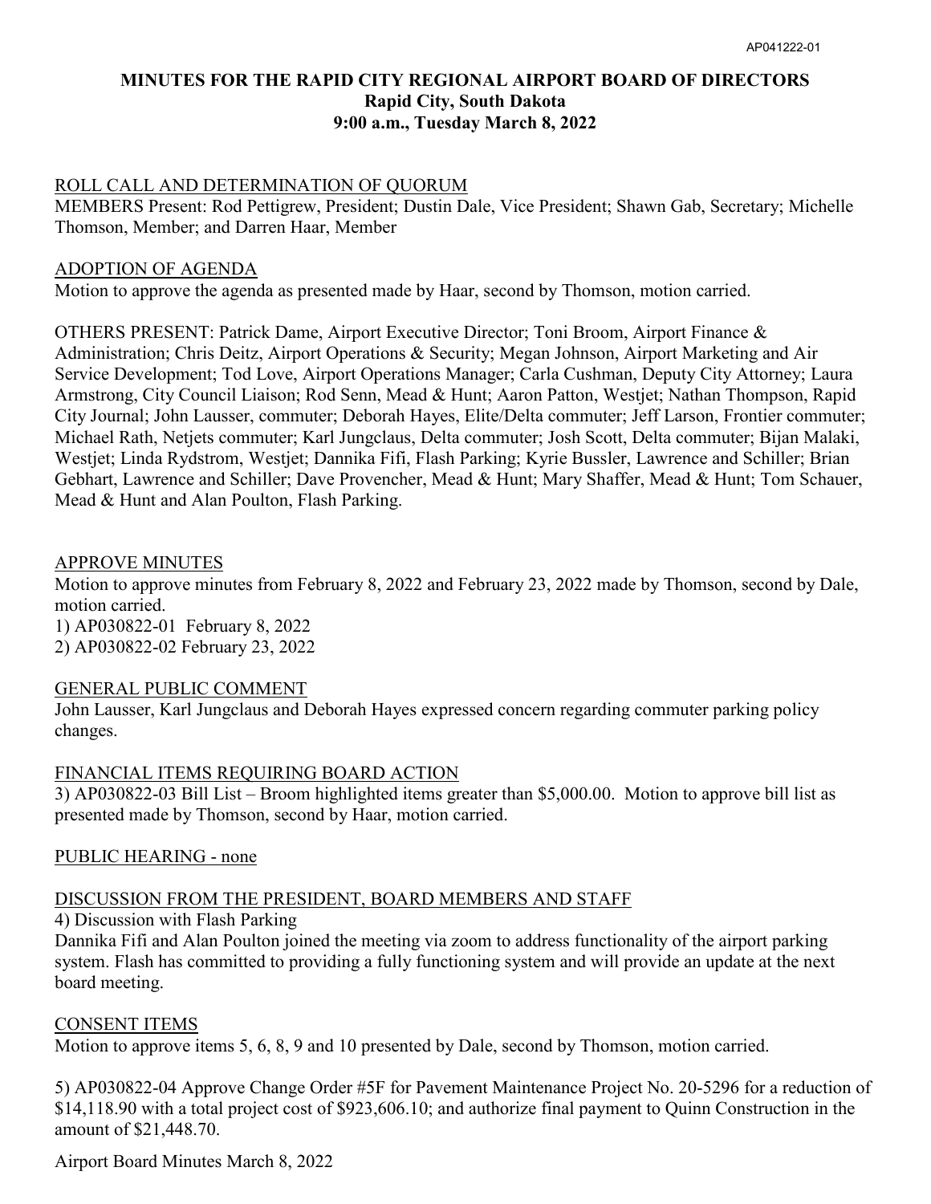# MINUTES FOR THE RAPID CITY REGIONAL AIRPORT BOARD OF DIRECTORS
## Rapid City, South Dakota
## 9:00 a.m., Tuesday March 8, 2022

ROLL CALL AND DETERMINATION OF QUORUM

MEMBERS Present: Rod Pettigrew, President; Dustin Dale, Vice President; Shawn Gab, Secretary; Michelle Thomson, Member; and Darren Haar, Member

ADOPTION OF AGENDA

Motion to approve the agenda as presented made by Haar, second by Thomson, motion carried.

OTHERS PRESENT: Patrick Dame, Airport Executive Director; Toni Broom, Airport Finance & Administration; Chris Deitz, Airport Operations & Security; Megan Johnson, Airport Marketing and Air Service Development; Tod Love, Airport Operations Manager; Carla Cushman, Deputy City Attorney; Laura Armstrong, City Council Liaison; Rod Senn, Mead & Hunt; Aaron Patton, Westjet; Nathan Thompson, Rapid City Journal; John Lausser, commuter; Deborah Hayes, Elite/Delta commuter; Jeff Larson, Frontier commuter; Michael Rath, Netjets commuter; Karl Jungclaus, Delta commuter; Josh Scott, Delta commuter; Bijan Malaki, Westjet; Linda Rydstrom, Westjet; Dannika Fifi, Flash Parking; Kyrie Bussler, Lawrence and Schiller; Brian Gebhart, Lawrence and Schiller; Dave Provencher, Mead & Hunt; Mary Shaffer, Mead & Hunt; Tom Schauer, Mead & Hunt and Alan Poulton, Flash Parking.

APPROVE MINUTES

Motion to approve minutes from February 8, 2022 and February 23, 2022 made by Thomson, second by Dale, motion carried.

1) AP030822-01 February 8, 2022
2) AP030822-02 February 23, 2022

GENERAL PUBLIC COMMENT

John Lausser, Karl Jungclaus and Deborah Hayes expressed concern regarding commuter parking policy changes.

FINANCIAL ITEMS REQUIRING BOARD ACTION

3) AP030822-03 Bill List – Broom highlighted items greater than $5,000.00. Motion to approve bill list as presented made by Thomson, second by Haar, motion carried.

PUBLIC HEARING - none

DISCUSSION FROM THE PRESIDENT, BOARD MEMBERS AND STAFF

4) Discussion with Flash Parking

Dannika Fifi and Alan Poulton joined the meeting via zoom to address functionality of the airport parking system. Flash has committed to providing a fully functioning system and will provide an update at the next board meeting.

CONSENT ITEMS

Motion to approve items 5, 6, 8, 9 and 10 presented by Dale, second by Thomson, motion carried.

5) AP030822-04 Approve Change Order #5F for Pavement Maintenance Project No. 20-5296 for a reduction of $14,118.90 with a total project cost of $923,606.10; and authorize final payment to Quinn Construction in the amount of $21,448.70.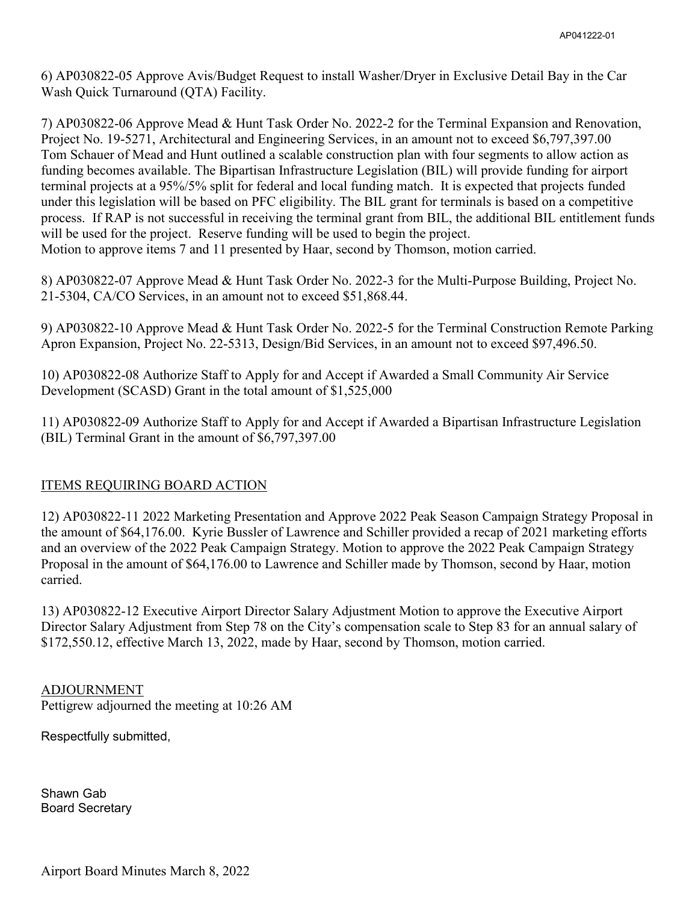6) AP030822-05 Approve Avis/Budget Request to install Washer/Dryer in Exclusive Detail Bay in the Car Wash Quick Turnaround (QTA) Facility.

7) AP030822-06 Approve Mead & Hunt Task Order No. 2022-2 for the Terminal Expansion and Renovation, Project No. 19-5271, Architectural and Engineering Services, in an amount not to exceed $6,797,397.00
Tom Schauer of Mead and Hunt outlined a scalable construction plan with four segments to allow action as funding becomes available. The Bipartisan Infrastructure Legislation (BIL) will provide funding for airport terminal projects at a 95%/5% split for federal and local funding match. It is expected that projects funded under this legislation will be based on PFC eligibility. The BIL grant for terminals is based on a competitive process. If RAP is not successful in receiving the terminal grant from BIL, the additional BIL entitlement funds will be used for the project. Reserve funding will be used to begin the project.
Motion to approve items 7 and 11 presented by Haar, second by Thomson, motion carried.

8) AP030822-07 Approve Mead & Hunt Task Order No. 2022-3 for the Multi-Purpose Building, Project No. 21-5304, CA/CO Services, in an amount not to exceed $51,868.44.

9) AP030822-10 Approve Mead & Hunt Task Order No. 2022-5 for the Terminal Construction Remote Parking Apron Expansion, Project No. 22-5313, Design/Bid Services, in an amount not to exceed $97,496.50.

10) AP030822-08 Authorize Staff to Apply for and Accept if Awarded a Small Community Air Service Development (SCASD) Grant in the total amount of $1,525,000

11) AP030822-09 Authorize Staff to Apply for and Accept if Awarded a Bipartisan Infrastructure Legislation (BIL) Terminal Grant in the amount of $6,797,397.00

ITEMS REQUIRING BOARD ACTION

12) AP030822-11 2022 Marketing Presentation and Approve 2022 Peak Season Campaign Strategy Proposal in the amount of $64,176.00. Kyrie Bussler of Lawrence and Schiller provided a recap of 2021 marketing efforts and an overview of the 2022 Peak Campaign Strategy. Motion to approve the 2022 Peak Campaign Strategy Proposal in the amount of $64,176.00 to Lawrence and Schiller made by Thomson, second by Haar, motion carried.

13) AP030822-12 Executive Airport Director Salary Adjustment Motion to approve the Executive Airport Director Salary Adjustment from Step 78 on the City's compensation scale to Step 83 for an annual salary of $172,550.12, effective March 13, 2022, made by Haar, second by Thomson, motion carried.

ADJOURNMENT
Pettigrew adjourned the meeting at 10:26 AM

Respectfully submitted,

Shawn Gab
Board Secretary